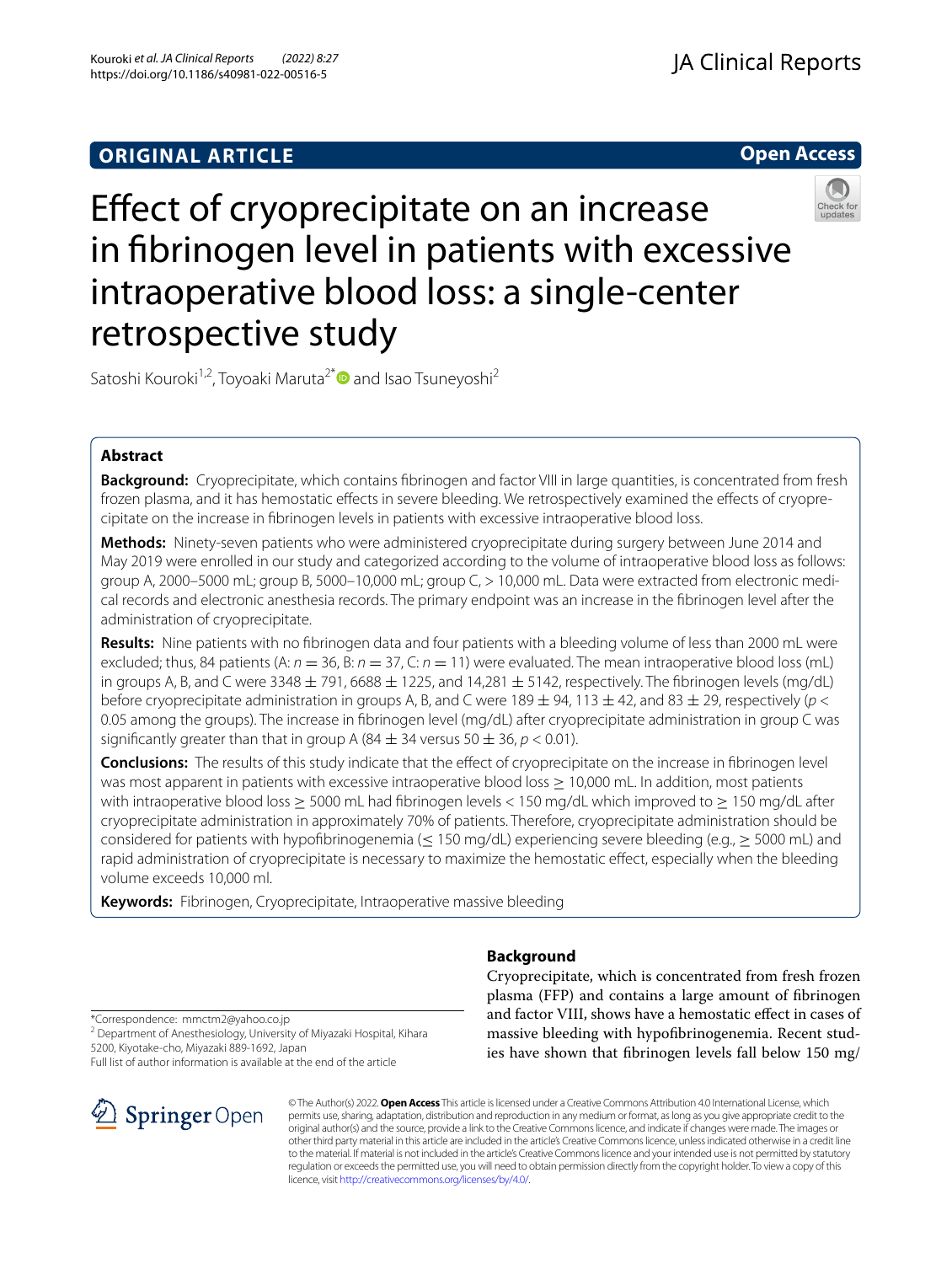ORIGINAL ARTICLE

Open Access

# Effect of cryoprecipitate on an increase in fibrinogen level in patients with excessive intraoperative blood loss: a single-center retrospective study

Satoshi Kouroki[1,2], Toyoaki Maruta[2*] and Isao Tsuneyoshi[2]

## Abstract

**Background:** Cryoprecipitate, which contains fibrinogen and factor VIII in large quantities, is concentrated from fresh frozen plasma, and it has hemostatic effects in severe bleeding. We retrospectively examined the effects of cryoprecipitate on the increase in fibrinogen levels in patients with excessive intraoperative blood loss.

**Methods:** Ninety-seven patients who were administered cryoprecipitate during surgery between June 2014 and May 2019 were enrolled in our study and categorized according to the volume of intraoperative blood loss as follows: group A, 2000–5000 mL; group B, 5000–10,000 mL; group C, > 10,000 mL. Data were extracted from electronic medical records and electronic anesthesia records. The primary endpoint was an increase in the fibrinogen level after the administration of cryoprecipitate.

**Results:** Nine patients with no fibrinogen data and four patients with a bleeding volume of less than 2000 mL were excluded; thus, 84 patients (A: $n = 36$, B: $n = 37$, C: $n = 11$) were evaluated. The mean intraoperative blood loss (mL) in groups A, B, and C were 3348 ± 791, 6688 ± 1225, and 14,281 ± 5142, respectively. The fibrinogen levels (mg/dL) before cryoprecipitate administration in groups A, B, and C were 189 ± 94, 113 ± 42, and 83 ± 29, respectively ($p <$ 0.05 among the groups). The increase in fibrinogen level (mg/dL) after cryoprecipitate administration in group C was significantly greater than that in group A (84 ± 34 versus 50 ± 36, $p < 0.01$).

**Conclusions:** The results of this study indicate that the effect of cryoprecipitate on the increase in fibrinogen level was most apparent in patients with excessive intraoperative blood loss ≥ 10,000 mL. In addition, most patients with intraoperative blood loss ≥ 5000 mL had fibrinogen levels < 150 mg/dL which improved to ≥ 150 mg/dL after cryoprecipitate administration in approximately 70% of patients. Therefore, cryoprecipitate administration should be considered for patients with hypofibrinogenemia (≤ 150 mg/dL) experiencing severe bleeding (e.g., ≥ 5000 mL) and rapid administration of cryoprecipitate is necessary to maximize the hemostatic effect, especially when the bleeding volume exceeds 10,000 ml.

**Keywords:** Fibrinogen, Cryoprecipitate, Intraoperative massive bleeding

## Background

Cryoprecipitate, which is concentrated from fresh frozen plasma (FFP) and contains a large amount of fibrinogen and factor VIII, shows have a hemostatic effect in cases of massive bleeding with hypofibrinogenemia. Recent studies have shown that fibrinogen levels fall below 150 mg/

*Correspondence: mmctm2@yahoo.co.jp
[2] Department of Anesthesiology, University of Miyazaki Hospital, Kihara 5200, Kiyotake-cho, Miyazaki 889-1692, Japan
Full list of author information is available at the end of the article

© The Author(s) 2022. **Open Access** This article is licensed under a Creative Commons Attribution 4.0 International License, which permits use, sharing, adaptation, distribution and reproduction in any medium or format, as long as you give appropriate credit to the original author(s) and the source, provide a link to the Creative Commons licence, and indicate if changes were made. The images or other third party material in this article are included in the article's Creative Commons licence, unless indicated otherwise in a credit line to the material. If material is not included in the article's Creative Commons licence and your intended use is not permitted by statutory regulation or exceeds the permitted use, you will need to obtain permission directly from the copyright holder. To view a copy of this licence, visit http://creativecommons.org/licenses/by/4.0/.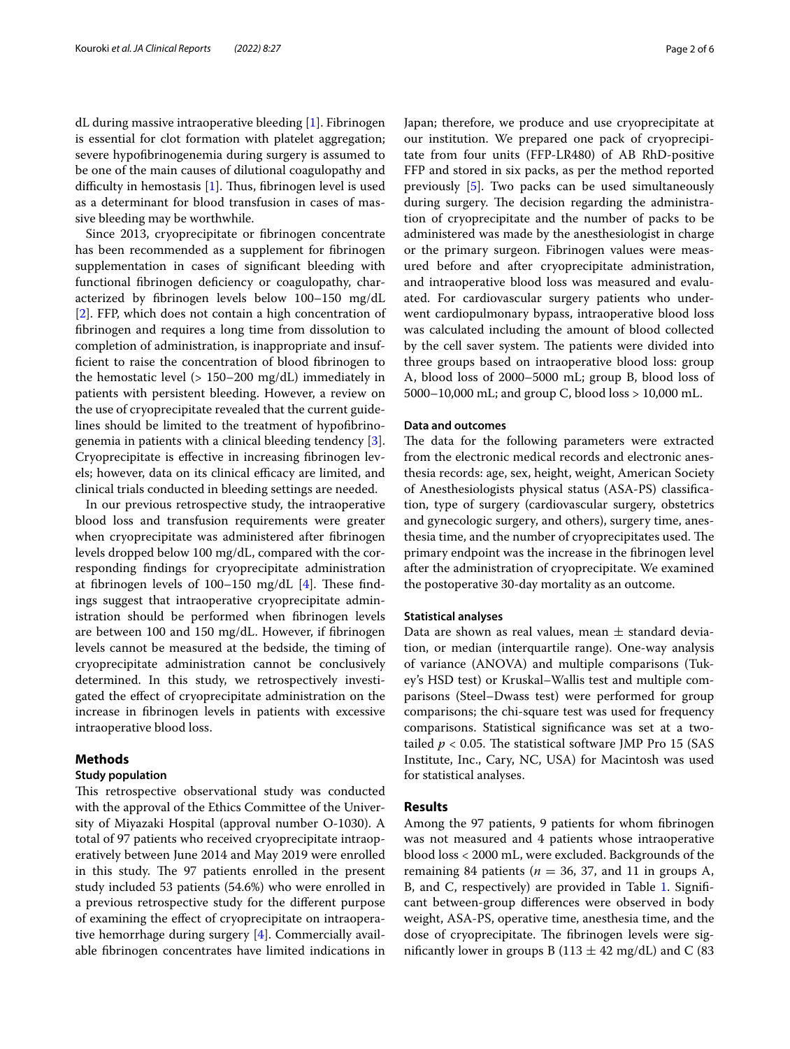dL during massive intraoperative bleeding [1]. Fibrinogen is essential for clot formation with platelet aggregation; severe hypofibrinogenemia during surgery is assumed to be one of the main causes of dilutional coagulopathy and difficulty in hemostasis [1]. Thus, fibrinogen level is used as a determinant for blood transfusion in cases of massive bleeding may be worthwhile.

Since 2013, cryoprecipitate or fibrinogen concentrate has been recommended as a supplement for fibrinogen supplementation in cases of significant bleeding with functional fibrinogen deficiency or coagulopathy, characterized by fibrinogen levels below 100–150 mg/dL [2]. FFP, which does not contain a high concentration of fibrinogen and requires a long time from dissolution to completion of administration, is inappropriate and insufficient to raise the concentration of blood fibrinogen to the hemostatic level (> 150–200 mg/dL) immediately in patients with persistent bleeding. However, a review on the use of cryoprecipitate revealed that the current guidelines should be limited to the treatment of hypofibrinogenemia in patients with a clinical bleeding tendency [3]. Cryoprecipitate is effective in increasing fibrinogen levels; however, data on its clinical efficacy are limited, and clinical trials conducted in bleeding settings are needed.

In our previous retrospective study, the intraoperative blood loss and transfusion requirements were greater when cryoprecipitate was administered after fibrinogen levels dropped below 100 mg/dL, compared with the corresponding findings for cryoprecipitate administration at fibrinogen levels of 100–150 mg/dL [4]. These findings suggest that intraoperative cryoprecipitate administration should be performed when fibrinogen levels are between 100 and 150 mg/dL. However, if fibrinogen levels cannot be measured at the bedside, the timing of cryoprecipitate administration cannot be conclusively determined. In this study, we retrospectively investigated the effect of cryoprecipitate administration on the increase in fibrinogen levels in patients with excessive intraoperative blood loss.

## Methods

### Study population

This retrospective observational study was conducted with the approval of the Ethics Committee of the University of Miyazaki Hospital (approval number O-1030). A total of 97 patients who received cryoprecipitate intraoperatively between June 2014 and May 2019 were enrolled in this study. The 97 patients enrolled in the present study included 53 patients (54.6%) who were enrolled in a previous retrospective study for the different purpose of examining the effect of cryoprecipitate on intraoperative hemorrhage during surgery [4]. Commercially available fibrinogen concentrates have limited indications in Japan; therefore, we produce and use cryoprecipitate at our institution. We prepared one pack of cryoprecipitate from four units (FFP-LR480) of AB RhD-positive FFP and stored in six packs, as per the method reported previously [5]. Two packs can be used simultaneously during surgery. The decision regarding the administration of cryoprecipitate and the number of packs to be administered was made by the anesthesiologist in charge or the primary surgeon. Fibrinogen values were measured before and after cryoprecipitate administration, and intraoperative blood loss was measured and evaluated. For cardiovascular surgery patients who underwent cardiopulmonary bypass, intraoperative blood loss was calculated including the amount of blood collected by the cell saver system. The patients were divided into three groups based on intraoperative blood loss: group A, blood loss of 2000–5000 mL; group B, blood loss of 5000–10,000 mL; and group C, blood loss > 10,000 mL.

### Data and outcomes

The data for the following parameters were extracted from the electronic medical records and electronic anesthesia records: age, sex, height, weight, American Society of Anesthesiologists physical status (ASA-PS) classification, type of surgery (cardiovascular surgery, obstetrics and gynecologic surgery, and others), surgery time, anesthesia time, and the number of cryoprecipitates used. The primary endpoint was the increase in the fibrinogen level after the administration of cryoprecipitate. We examined the postoperative 30-day mortality as an outcome.

### Statistical analyses

Data are shown as real values, mean ± standard deviation, or median (interquartile range). One-way analysis of variance (ANOVA) and multiple comparisons (Tukey's HSD test) or Kruskal–Wallis test and multiple comparisons (Steel–Dwass test) were performed for group comparisons; the chi-square test was used for frequency comparisons. Statistical significance was set at a two-tailed $p < 0.05$. The statistical software JMP Pro 15 (SAS Institute, Inc., Cary, NC, USA) for Macintosh was used for statistical analyses.

## Results

Among the 97 patients, 9 patients for whom fibrinogen was not measured and 4 patients whose intraoperative blood loss < 2000 mL, were excluded. Backgrounds of the remaining 84 patients ($n$ = 36, 37, and 11 in groups A, B, and C, respectively) are provided in Table 1. Significant between-group differences were observed in body weight, ASA-PS, operative time, anesthesia time, and the dose of cryoprecipitate. The fibrinogen levels were significantly lower in groups B (113 ± 42 mg/dL) and C (83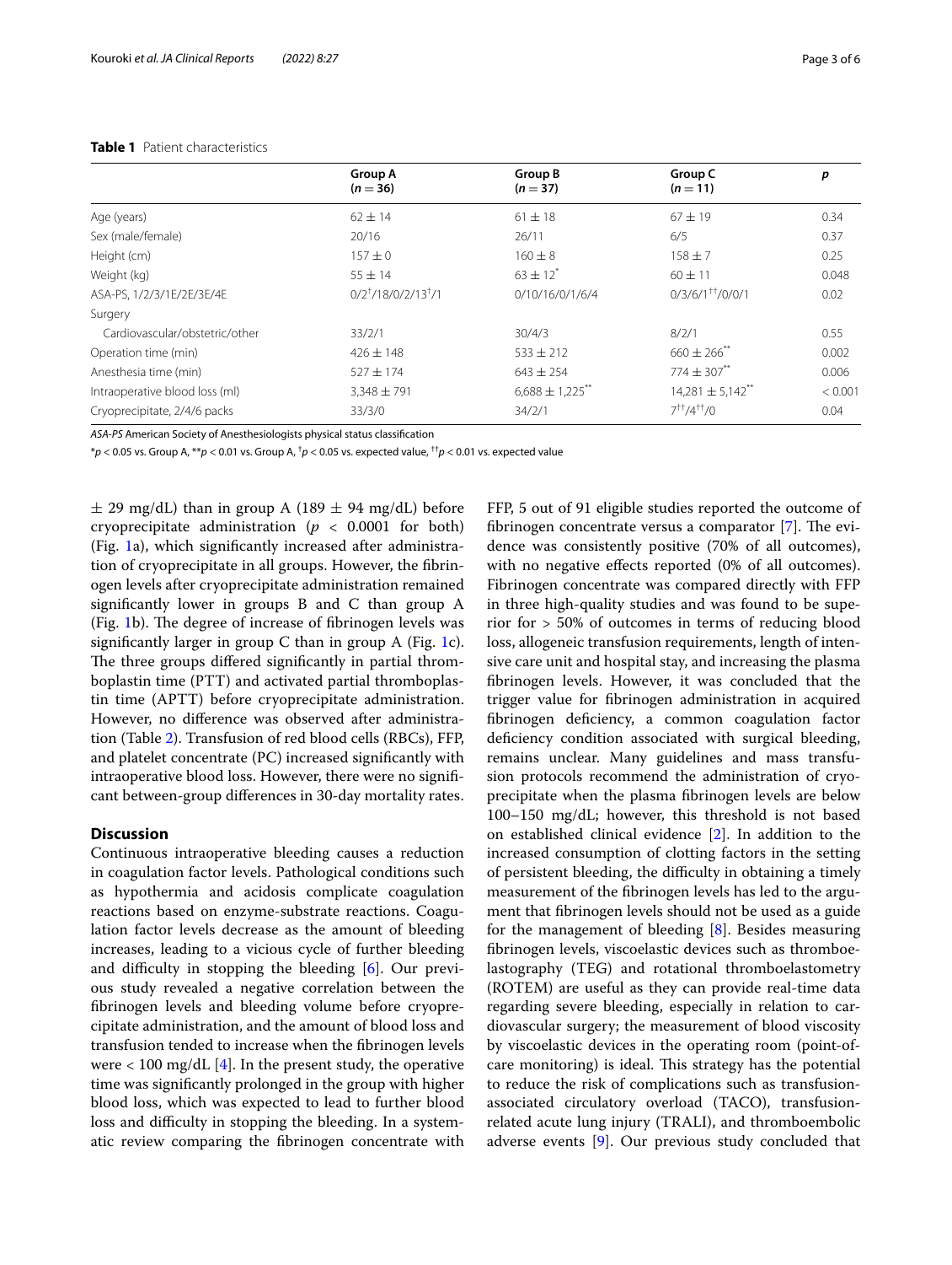**Table 1** Patient characteristics

| | Group A ($n = 36$) | Group B ($n = 37$) | Group C ($n = 11$) | $p$ |
|---|---|---|---|---|
| Age (years) | 62 ± 14 | 61 ± 18 | 67 ± 19 | 0.34 |
| Sex (male/female) | 20/16 | 26/11 | 6/5 | 0.37 |
| Height (cm) | 157 ± 0 | 160 ± 8 | 158 ± 7 | 0.25 |
| Weight (kg) | 55 ± 14 | 63 ± 12* | 60 ± 11 | 0.048 |
| ASA-PS, 1/2/3/1E/2E/3E/4E | 0/2†/18/0/2/13†/1 | 0/10/16/0/1/6/4 | 0/3/6/1††/0/0/1 | 0.02 |
| Surgery | | | | |
| Cardiovascular/obstetric/other | 33/2/1 | 30/4/3 | 8/2/1 | 0.55 |
| Operation time (min) | 426 ± 148 | 533 ± 212 | 660 ± 266** | 0.002 |
| Anesthesia time (min) | 527 ± 174 | 643 ± 254 | 774 ± 307** | 0.006 |
| Intraoperative blood loss (ml) | 3,348 ± 791 | 6,688 ± 1,225** | 14,281 ± 5,142** | < 0.001 |
| Cryoprecipitate, 2/4/6 packs | 33/3/0 | 34/2/1 | 7††/4††/0 | 0.04 |

*ASA-PS* American Society of Anesthesiologists physical status classification

*$p < 0.05$ vs. Group A, **$p < 0.01$ vs. Group A, †$p < 0.05$ vs. expected value, ††$p < 0.01$ vs. expected value

± 29 mg/dL) than in group A (189 ± 94 mg/dL) before cryoprecipitate administration ($p < 0.0001$ for both) (Fig. 1a), which significantly increased after administration of cryoprecipitate in all groups. However, the fibrinogen levels after cryoprecipitate administration remained significantly lower in groups B and C than group A (Fig. 1b). The degree of increase of fibrinogen levels was significantly larger in group C than in group A (Fig. 1c). The three groups differed significantly in partial thromboplastin time (PTT) and activated partial thromboplastin time (APTT) before cryoprecipitate administration. However, no difference was observed after administration (Table 2). Transfusion of red blood cells (RBCs), FFP, and platelet concentrate (PC) increased significantly with intraoperative blood loss. However, there were no significant between-group differences in 30-day mortality rates.

## Discussion

Continuous intraoperative bleeding causes a reduction in coagulation factor levels. Pathological conditions such as hypothermia and acidosis complicate coagulation reactions based on enzyme-substrate reactions. Coagulation factor levels decrease as the amount of bleeding increases, leading to a vicious cycle of further bleeding and difficulty in stopping the bleeding [6]. Our previous study revealed a negative correlation between the fibrinogen levels and bleeding volume before cryoprecipitate administration, and the amount of blood loss and transfusion tended to increase when the fibrinogen levels were < 100 mg/dL [4]. In the present study, the operative time was significantly prolonged in the group with higher blood loss, which was expected to lead to further blood loss and difficulty in stopping the bleeding. In a systematic review comparing the fibrinogen concentrate with FFP, 5 out of 91 eligible studies reported the outcome of fibrinogen concentrate versus a comparator [7]. The evidence was consistently positive (70% of all outcomes), with no negative effects reported (0% of all outcomes). Fibrinogen concentrate was compared directly with FFP in three high-quality studies and was found to be superior for > 50% of outcomes in terms of reducing blood loss, allogeneic transfusion requirements, length of intensive care unit and hospital stay, and increasing the plasma fibrinogen levels. However, it was concluded that the trigger value for fibrinogen administration in acquired fibrinogen deficiency, a common coagulation factor deficiency condition associated with surgical bleeding, remains unclear. Many guidelines and mass transfusion protocols recommend the administration of cryoprecipitate when the plasma fibrinogen levels are below 100–150 mg/dL; however, this threshold is not based on established clinical evidence [2]. In addition to the increased consumption of clotting factors in the setting of persistent bleeding, the difficulty in obtaining a timely measurement of the fibrinogen levels has led to the argument that fibrinogen levels should not be used as a guide for the management of bleeding [8]. Besides measuring fibrinogen levels, viscoelastic devices such as thromboelastography (TEG) and rotational thromboelastometry (ROTEM) are useful as they can provide real-time data regarding severe bleeding, especially in relation to cardiovascular surgery; the measurement of blood viscosity by viscoelastic devices in the operating room (point-of-care monitoring) is ideal. This strategy has the potential to reduce the risk of complications such as transfusion-associated circulatory overload (TACO), transfusion-related acute lung injury (TRALI), and thromboembolic adverse events [9]. Our previous study concluded that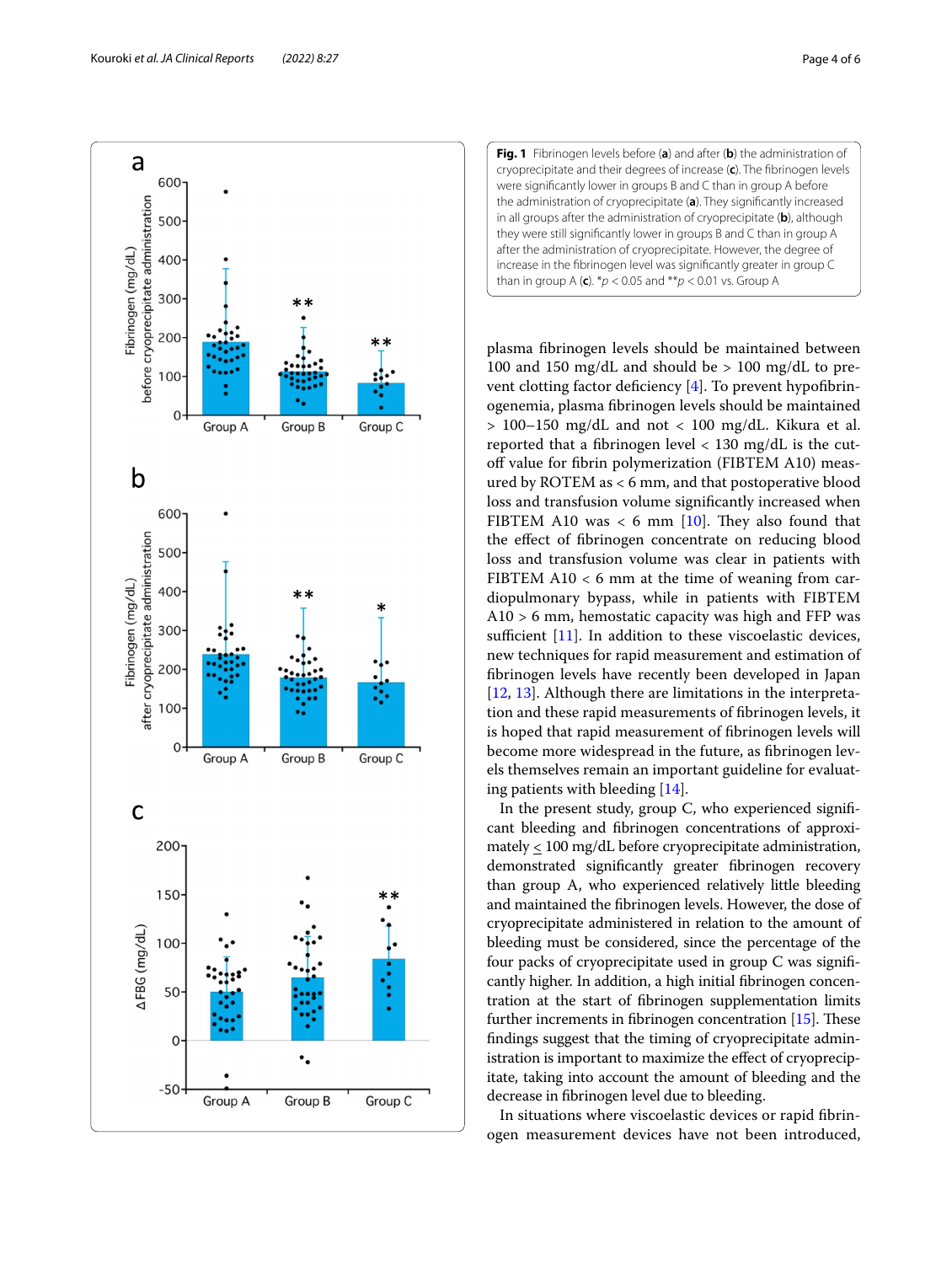**Fig. 1** Fibrinogen levels before (**a**) and after (**b**) the administration of cryoprecipitate and their degrees of increase (**c**). The fibrinogen levels were significantly lower in groups B and C than in group A before the administration of cryoprecipitate (**a**). They significantly increased in all groups after the administration of cryoprecipitate (**b**), although they were still significantly lower in groups B and C than in group A after the administration of cryoprecipitate. However, the degree of increase in the fibrinogen level was significantly greater in group C than in group A (**c**). \**p* < 0.05 and \*\**p* < 0.01 vs. Group A

plasma fibrinogen levels should be maintained between 100 and 150 mg/dL and should be > 100 mg/dL to prevent clotting factor deficiency [4]. To prevent hypofibrinogenemia, plasma fibrinogen levels should be maintained > 100–150 mg/dL and not < 100 mg/dL. Kikura et al. reported that a fibrinogen level < 130 mg/dL is the cut-off value for fibrin polymerization (FIBTEM A10) measured by ROTEM as < 6 mm, and that postoperative blood loss and transfusion volume significantly increased when FIBTEM A10 was < 6 mm [10]. They also found that the effect of fibrinogen concentrate on reducing blood loss and transfusion volume was clear in patients with FIBTEM A10 < 6 mm at the time of weaning from cardiopulmonary bypass, while in patients with FIBTEM A10 > 6 mm, hemostatic capacity was high and FFP was sufficient [11]. In addition to these viscoelastic devices, new techniques for rapid measurement and estimation of fibrinogen levels have recently been developed in Japan [12, 13]. Although there are limitations in the interpretation and these rapid measurements of fibrinogen levels, it is hoped that rapid measurement of fibrinogen levels will become more widespread in the future, as fibrinogen levels themselves remain an important guideline for evaluating patients with bleeding [14].

In the present study, group C, who experienced significant bleeding and fibrinogen concentrations of approximately ≤ 100 mg/dL before cryoprecipitate administration, demonstrated significantly greater fibrinogen recovery than group A, who experienced relatively little bleeding and maintained the fibrinogen levels. However, the dose of cryoprecipitate administered in relation to the amount of bleeding must be considered, since the percentage of the four packs of cryoprecipitate used in group C was significantly higher. In addition, a high initial fibrinogen concentration at the start of fibrinogen supplementation limits further increments in fibrinogen concentration [15]. These findings suggest that the timing of cryoprecipitate administration is important to maximize the effect of cryoprecipitate, taking into account the amount of bleeding and the decrease in fibrinogen level due to bleeding.

In situations where viscoelastic devices or rapid fibrinogen measurement devices have not been introduced,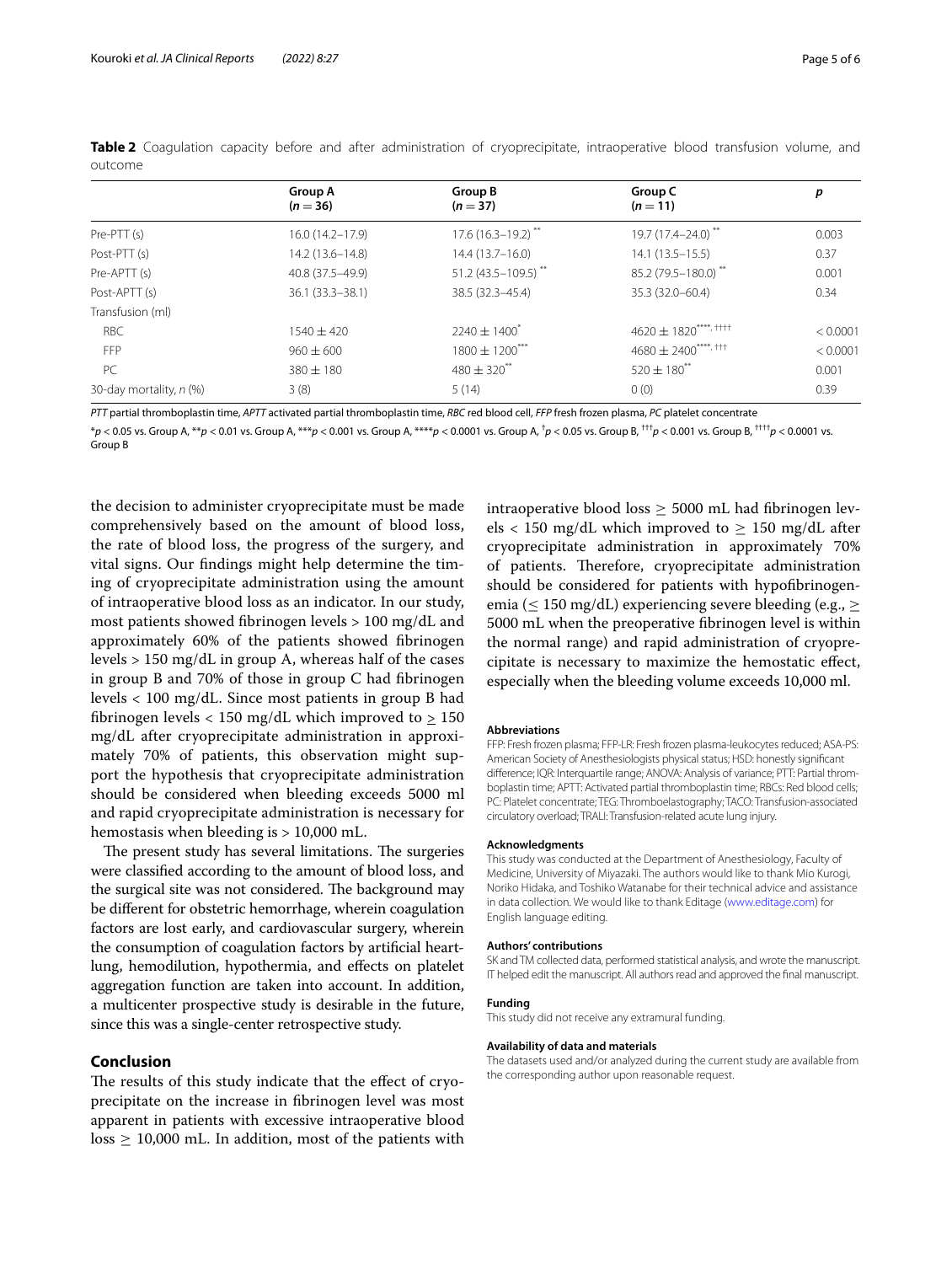**Table 2** Coagulation capacity before and after administration of cryoprecipitate, intraoperative blood transfusion volume, and outcome

| | Group A ($n = 36$) | Group B ($n = 37$) | Group C ($n = 11$) | $p$ |
|---|---|---|---|---|
| Pre-PTT (s) | 16.0 (14.2–17.9) | 17.6 (16.3–19.2) ** | 19.7 (17.4–24.0) ** | 0.003 |
| Post-PTT (s) | 14.2 (13.6–14.8) | 14.4 (13.7–16.0) | 14.1 (13.5–15.5) | 0.37 |
| Pre-APTT (s) | 40.8 (37.5–49.9) | 51.2 (43.5–109.5) ** | 85.2 (79.5–180.0) ** | 0.001 |
| Post-APTT (s) | 36.1 (33.3–38.1) | 38.5 (32.3–45.4) | 35.3 (32.0–60.4) | 0.34 |
| Transfusion (ml) | | | | |
| RBC | 1540 ± 420 | 2240 ± 1400* | 4620 ± 1820****, †††† | < 0.0001 |
| FFP | 960 ± 600 | 1800 ± 1200*** | 4680 ± 2400****, ††† | < 0.0001 |
| PC | 380 ± 180 | 480 ± 320** | 520 ± 180** | 0.001 |
| 30-day mortality, n (%) | 3 (8) | 5 (14) | 0 (0) | 0.39 |

*PTT* partial thromboplastin time, *APTT* activated partial thromboplastin time, *RBC* red blood cell, *FFP* fresh frozen plasma, *PC* platelet concentrate

*$p < 0.05$ vs. Group A, **$p < 0.01$ vs. Group A, ***$p < 0.001$ vs. Group A, ****$p < 0.0001$ vs. Group A, †$p < 0.05$ vs. Group B, †††$p < 0.001$ vs. Group B, ††††$p < 0.0001$ vs. Group B

the decision to administer cryoprecipitate must be made comprehensively based on the amount of blood loss, the rate of blood loss, the progress of the surgery, and vital signs. Our findings might help determine the timing of cryoprecipitate administration using the amount of intraoperative blood loss as an indicator. In our study, most patients showed fibrinogen levels > 100 mg/dL and approximately 60% of the patients showed fibrinogen levels > 150 mg/dL in group A, whereas half of the cases in group B and 70% of those in group C had fibrinogen levels < 100 mg/dL. Since most patients in group B had fibrinogen levels < 150 mg/dL which improved to ≥ 150 mg/dL after cryoprecipitate administration in approximately 70% of patients, this observation might support the hypothesis that cryoprecipitate administration should be considered when bleeding exceeds 5000 ml and rapid cryoprecipitate administration is necessary for hemostasis when bleeding is > 10,000 mL.

The present study has several limitations. The surgeries were classified according to the amount of blood loss, and the surgical site was not considered. The background may be different for obstetric hemorrhage, wherein coagulation factors are lost early, and cardiovascular surgery, wherein the consumption of coagulation factors by artificial heart-lung, hemodilution, hypothermia, and effects on platelet aggregation function are taken into account. In addition, a multicenter prospective study is desirable in the future, since this was a single-center retrospective study.

## Conclusion

The results of this study indicate that the effect of cryoprecipitate on the increase in fibrinogen level was most apparent in patients with excessive intraoperative blood loss ≥ 10,000 mL. In addition, most of the patients with intraoperative blood loss ≥ 5000 mL had fibrinogen levels < 150 mg/dL which improved to ≥ 150 mg/dL after cryoprecipitate administration in approximately 70% of patients. Therefore, cryoprecipitate administration should be considered for patients with hypofibrinogenemia (≤ 150 mg/dL) experiencing severe bleeding (e.g., ≥ 5000 mL when the preoperative fibrinogen level is within the normal range) and rapid administration of cryoprecipitate is necessary to maximize the hemostatic effect, especially when the bleeding volume exceeds 10,000 ml.

### Abbreviations

FFP: Fresh frozen plasma; FFP-LR: Fresh frozen plasma-leukocytes reduced; ASA-PS: American Society of Anesthesiologists physical status; HSD: honestly significant difference; IQR: Interquartile range; ANOVA: Analysis of variance; PTT: Partial thromboplastin time; APTT: Activated partial thromboplastin time; RBCs: Red blood cells; PC: Platelet concentrate; TEG: Thromboelastography; TACO: Transfusion-associated circulatory overload; TRALI: Transfusion-related acute lung injury.

### Acknowledgments

This study was conducted at the Department of Anesthesiology, Faculty of Medicine, University of Miyazaki. The authors would like to thank Mio Kurogi, Noriko Hidaka, and Toshiko Watanabe for their technical advice and assistance in data collection. We would like to thank Editage (www.editage.com) for English language editing.

### Authors' contributions

SK and TM collected data, performed statistical analysis, and wrote the manuscript. IT helped edit the manuscript. All authors read and approved the final manuscript.

### Funding

This study did not receive any extramural funding.

### Availability of data and materials

The datasets used and/or analyzed during the current study are available from the corresponding author upon reasonable request.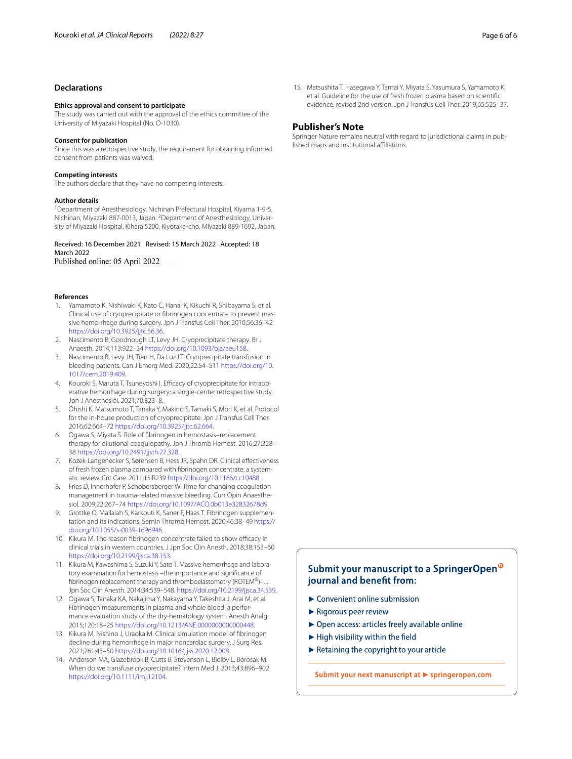## Declarations

### Ethics approval and consent to participate

The study was carried out with the approval of the ethics committee of the University of Miyazaki Hospital (No. O-1030).

### Consent for publication

Since this was a retrospective study, the requirement for obtaining informed consent from patients was waived.

### Competing interests

The authors declare that they have no competing interests.

### Author details

[1]Department of Anesthesiology, Nichinan Prefectural Hospital, Kiyama 1-9-5, Nichinan, Miyazaki 887-0013, Japan. [2]Department of Anesthesiology, University of Miyazaki Hospital, Kihara 5200, Kiyotake-cho, Miyazaki 889-1692, Japan.

Received: 16 December 2021 Revised: 15 March 2022 Accepted: 18 March 2022
Published online: 05 April 2022

### References

1. Yamamoto K, Nishiwaki K, Kato C, Hanai K, Kikuchi R, Shibayama S, et al. Clinical use of cryoprecipitate or fibrinogen concentrate to prevent massive hemorrhage during surgery. Jpn J Transfus Cell Ther. 2010;56:36–42 https://doi.org/10.3925/jjtc.56.36.
2. Nascimento B, Goodnough LT, Levy JH. Cryoprecipitate therapy. Br J Anaesth. 2014;113:922–34 https://doi.org/10.1093/bja/aeu158.
3. Nascimento B, Levy JH, Tien H, Da Luz LT. Cryoprecipitate transfusion in bleeding patients. Can J Emerg Med. 2020;22:S4–S11 https://doi.org/10.1017/cem.2019.409.
4. Kouroki S, Maruta T, Tsuneyoshi I. Efficacy of cryoprecipitate for intraoperative hemorrhage during surgery: a single-center retrospective study. Jpn J Anesthesiol. 2021;70:823–8.
5. Ohishi K, Matsumoto T, Tanaka Y, Makino S, Tamaki S, Mori K, et al. Protocol for the in-house production of cryoprecipitate. Jpn J Transfus Cell Ther. 2016;62:664–72 https://doi.org/10.3925/jjtc.62.664.
6. Ogawa S, Miyata S. Role of fibrinogen in hemostasis–replacement therapy for dilutional coagulopathy. Jpn J Thromb Hemost. 2016;27:328–38 https://doi.org/10.2491/jjsth.27.328.
7. Kozek-Langenecker S, Sørensen B, Hess JR, Spahn DR. Clinical effectiveness of fresh frozen plasma compared with fibrinogen concentrate: a systematic review. Crit Care. 2011;15:R239 https://doi.org/10.1186/cc10488.
8. Fries D, Innerhofer P, Schobersberger W. Time for changing coagulation management in trauma-related massive bleeding. Curr Opin Anaesthesiol. 2009;22:267–74 https://doi.org/10.1097/ACO.0b013e32832678d9.
9. Grottke O, Mallaiah S, Karkouti K, Saner F, Haas T. Fibrinogen supplementation and its indications. Semin Thromb Hemost. 2020;46:38–49 https://doi.org/10.1055/s-0039-1696946.
10. Kikura M. The reason fibrinogen concentrate failed to show efficacy in clinical trials in western countries. J Jpn Soc Clin Anesth. 2018;38:153–60 https://doi.org/10.2199/jjsca.38.153.
11. Kikura M, Kawashima S, Suzuki Y, Sato T. Massive hemorrhage and laboratory examination for hemostasis –the importance and significance of fibrinogen replacement therapy and thromboelastometry (ROTEM®)–. J Jpn Soc Clin Anesth. 2014;34:539–548. https://doi.org/10.2199/jjsca.34.539.
12. Ogawa S, Tanaka KA, Nakajima Y, Nakayama Y, Takeshita J, Arai M, et al. Fibrinogen measurements in plasma and whole blood: a performance evaluation study of the dry-hematology system. Anesth Analg. 2015;120:18–25 https://doi.org/10.1213/ANE.0000000000000448.
13. Kikura M, Nishino J, Uraoka M. Clinical simulation model of fibrinogen decline during hemorrhage in major noncardiac surgery. J Surg Res. 2021;261:43–50 https://doi.org/10.1016/j.jss.2020.12.008.
14. Anderson MA, Glazebrook B, Cutts B, Stevenson L, Bielby L, Borosak M. When do we transfuse cryoprecipitate? Intern Med J. 2013;43:896–902 https://doi.org/10.1111/imj.12104.
15. Matsushita T, Hasegawa Y, Tamai Y, Miyata S, Yasumura S, Yamamoto K, et al. Guideline for the use of fresh frozen plasma based on scientific evidence. revised 2nd version. Jpn J Transfus Cell Ther. 2019;65:525–37.

## Publisher's Note

Springer Nature remains neutral with regard to jurisdictional claims in published maps and institutional affiliations.

**Submit your manuscript to a SpringerOpen journal and benefit from:**

- ► Convenient online submission
- ► Rigorous peer review
- ► Open access: articles freely available online
- ► High visibility within the field
- ► Retaining the copyright to your article

**Submit your next manuscript at ► springeropen.com**